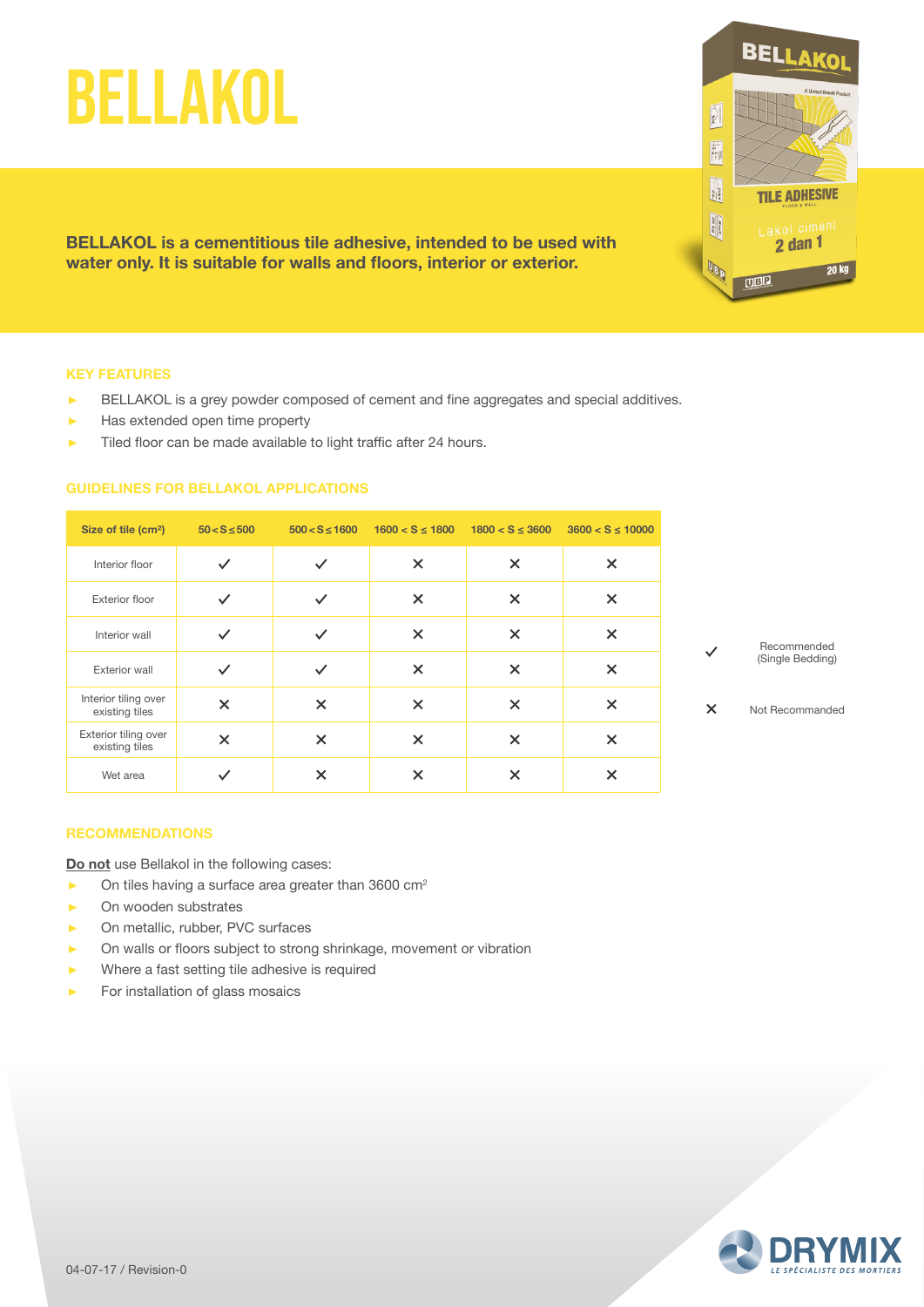# BELLAKOL

**BELLAKOL is a cementitious tile adhesive, intended to be used with water only. It is suitable for walls and floors, interior or exterior.**

### KEY FEATURES

- BELLAKOL is a grey powder composed of cement and fine aggregates and special additives.
- Has extended open time property
- Tiled floor can be made available to light traffic after 24 hours.

### GUIDELINES FOR BELLAKOL APPLICATIONS

| Size of tile (cm²) | 50 < S ≤ 500 | 500 < S ≤ 1600 | 1600 < S ≤ 1800 | 1800 < S ≤ 3600 | 3600 < S ≤ 10000 |
|---|---|---|---|---|---|
| Interior floor | ✓ | ✓ | ✕ | ✕ | ✕ |
| Exterior floor | ✓ | ✓ | ✕ | ✕ | ✕ |
| Interior wall | ✓ | ✓ | ✕ | ✕ | ✕ |
| Exterior wall | ✓ | ✓ | ✕ | ✕ | ✕ |
| Interior tiling over existing tiles | ✕ | ✕ | ✕ | ✕ | ✕ |
| Exterior tiling over existing tiles | ✕ | ✕ | ✕ | ✕ | ✕ |
| Wet area | ✓ | ✕ | ✕ | ✕ | ✕ |

✓ Recommended (Single Bedding)

✕ Not Recommanded

### RECOMMENDATIONS

**Do not** use Bellakol in the following cases:

- On tiles having a surface area greater than 3600 cm²
- On wooden substrates
- On metallic, rubber, PVC surfaces
- On walls or floors subject to strong shrinkage, movement or vibration
- Where a fast setting tile adhesive is required
- For installation of glass mosaics

04-07-17 / Revision-0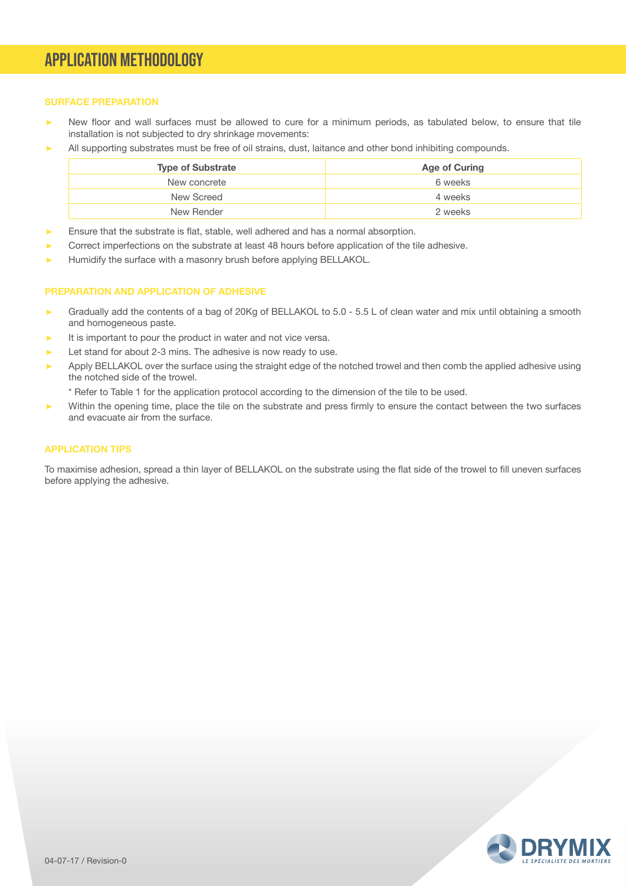# APPLICATION METHODOLOGY

### SURFACE PREPARATION

- New floor and wall surfaces must be allowed to cure for a minimum periods, as tabulated below, to ensure that tile installation is not subjected to dry shrinkage movements:
- All supporting substrates must be free of oil strains, dust, laitance and other bond inhibiting compounds.

| Type of Substrate | Age of Curing |
|---|---|
| New concrete | 6 weeks |
| New Screed | 4 weeks |
| New Render | 2 weeks |

- Ensure that the substrate is flat, stable, well adhered and has a normal absorption.
- Correct imperfections on the substrate at least 48 hours before application of the tile adhesive.
- Humidify the surface with a masonry brush before applying BELLAKOL.

### PREPARATION AND APPLICATION OF ADHESIVE

- Gradually add the contents of a bag of 20Kg of BELLAKOL to 5.0 - 5.5 L of clean water and mix until obtaining a smooth and homogeneous paste.
- It is important to pour the product in water and not vice versa.
- Let stand for about 2-3 mins. The adhesive is now ready to use.
- Apply BELLAKOL over the surface using the straight edge of the notched trowel and then comb the applied adhesive using the notched side of the trowel.

  * Refer to Table 1 for the application protocol according to the dimension of the tile to be used.
- Within the opening time, place the tile on the substrate and press firmly to ensure the contact between the two surfaces and evacuate air from the surface.

### APPLICATION TIPS

To maximise adhesion, spread a thin layer of BELLAKOL on the substrate using the flat side of the trowel to fill uneven surfaces before applying the adhesive.

04-07-17 / Revision-0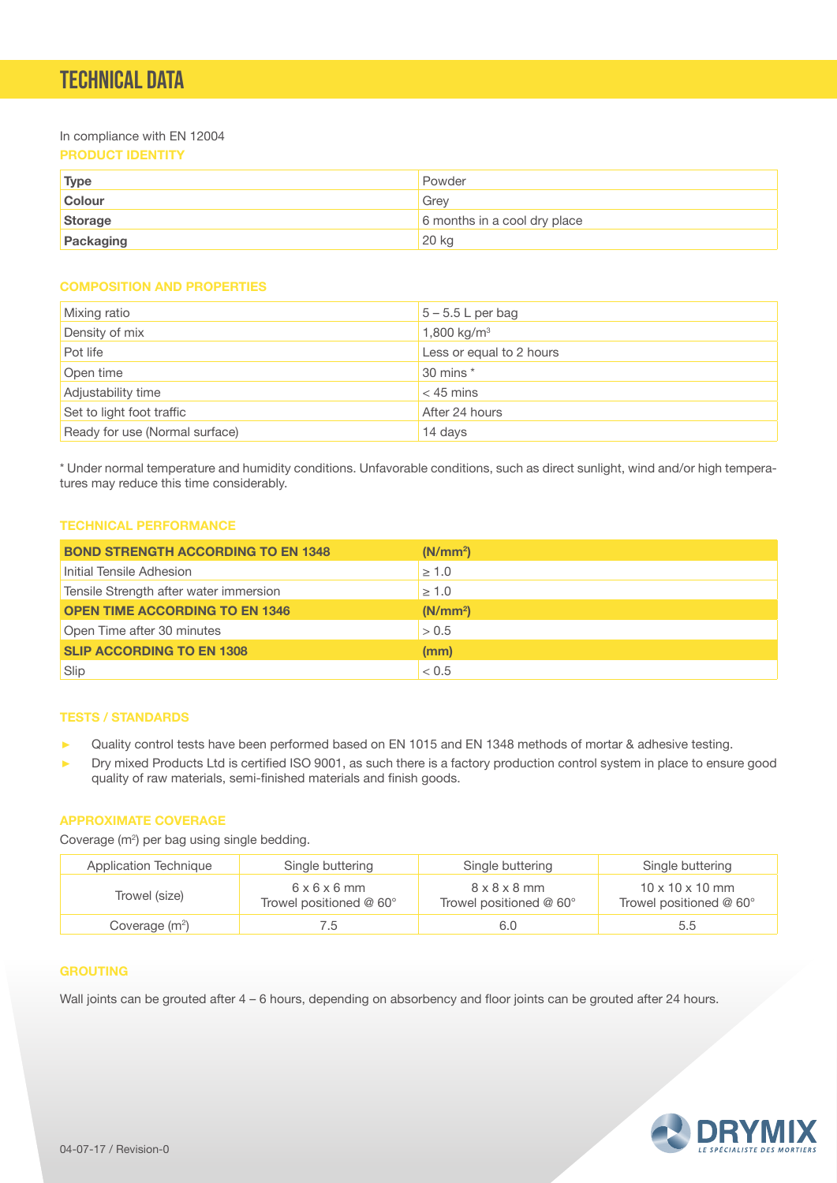# TECHNICAL DATA

In compliance with EN 12004

### PRODUCT IDENTITY

| Type | Powder |
|---|---|
| **Colour** | Grey |
| **Storage** | 6 months in a cool dry place |
| **Packaging** | 20 kg |

### COMPOSITION AND PROPERTIES

| Mixing ratio | 5 – 5.5 L per bag |
|---|---|
| Density of mix | 1,800 kg/m$^3$ |
| Pot life | Less or equal to 2 hours |
| Open time | 30 mins * |
| Adjustability time | < 45 mins |
| Set to light foot traffic | After 24 hours |
| Ready for use (Normal surface) | 14 days |

* Under normal temperature and humidity conditions. Unfavorable conditions, such as direct sunlight, wind and/or high temperatures may reduce this time considerably.

### TECHNICAL PERFORMANCE

| **BOND STRENGTH ACCORDING TO EN 1348** | **(N/mm$^2$)** |
|---|---|
| Initial Tensile Adhesion | ≥ 1.0 |
| Tensile Strength after water immersion | ≥ 1.0 |
| **OPEN TIME ACCORDING TO EN 1346** | **(N/mm$^2$)** |
| Open Time after 30 minutes | > 0.5 |
| **SLIP ACCORDING TO EN 1308** | **(mm)** |
| Slip | < 0.5 |

### TESTS / STANDARDS

- Quality control tests have been performed based on EN 1015 and EN 1348 methods of mortar & adhesive testing.
- Dry mixed Products Ltd is certified ISO 9001, as such there is a factory production control system in place to ensure good quality of raw materials, semi-finished materials and finish goods.

### APPROXIMATE COVERAGE

Coverage (m$^2$) per bag using single bedding.

| Application Technique | Single buttering | Single buttering | Single buttering |
|---|---|---|---|
| Trowel (size) | 6 x 6 x 6 mm Trowel positioned @ 60° | 8 x 8 x 8 mm Trowel positioned @ 60° | 10 x 10 x 10 mm Trowel positioned @ 60° |
| Coverage (m$^2$) | 7.5 | 6.0 | 5.5 |

### GROUTING

Wall joints can be grouted after 4 – 6 hours, depending on absorbency and floor joints can be grouted after 24 hours.

04-07-17 / Revision-0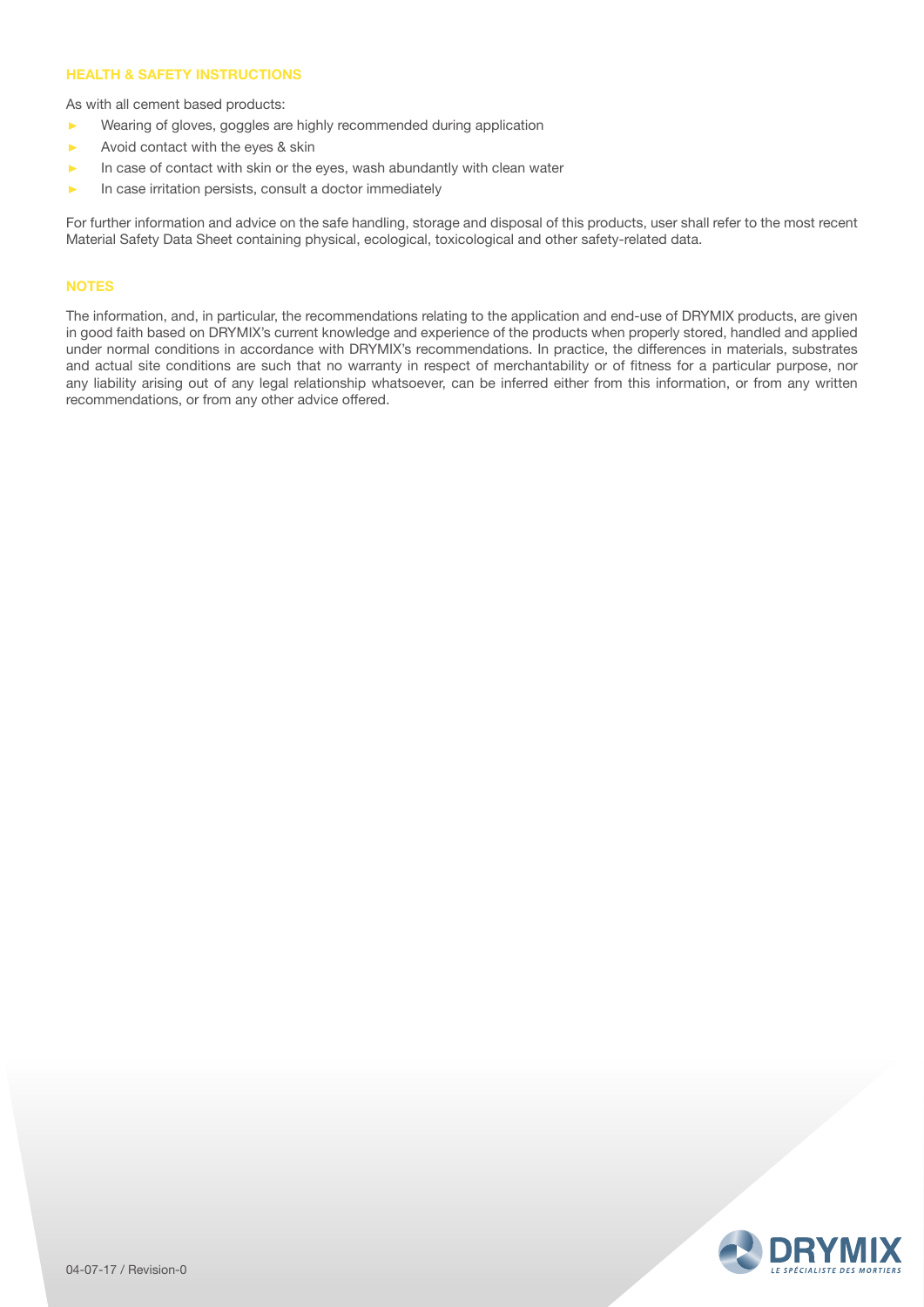## HEALTH & SAFETY INSTRUCTIONS

As with all cement based products:

- Wearing of gloves, goggles are highly recommended during application
- Avoid contact with the eyes & skin
- In case of contact with skin or the eyes, wash abundantly with clean water
- In case irritation persists, consult a doctor immediately

For further information and advice on the safe handling, storage and disposal of this products, user shall refer to the most recent Material Safety Data Sheet containing physical, ecological, toxicological and other safety-related data.

## NOTES

The information, and, in particular, the recommendations relating to the application and end-use of DRYMIX products, are given in good faith based on DRYMIX's current knowledge and experience of the products when properly stored, handled and applied under normal conditions in accordance with DRYMIX's recommendations. In practice, the differences in materials, substrates and actual site conditions are such that no warranty in respect of merchantability or of fitness for a particular purpose, nor any liability arising out of any legal relationship whatsoever, can be inferred either from this information, or from any written recommendations, or from any other advice offered.

04-07-17 / Revision-0

DRYMIX
LE SPÉCIALISTE DES MORTIERS